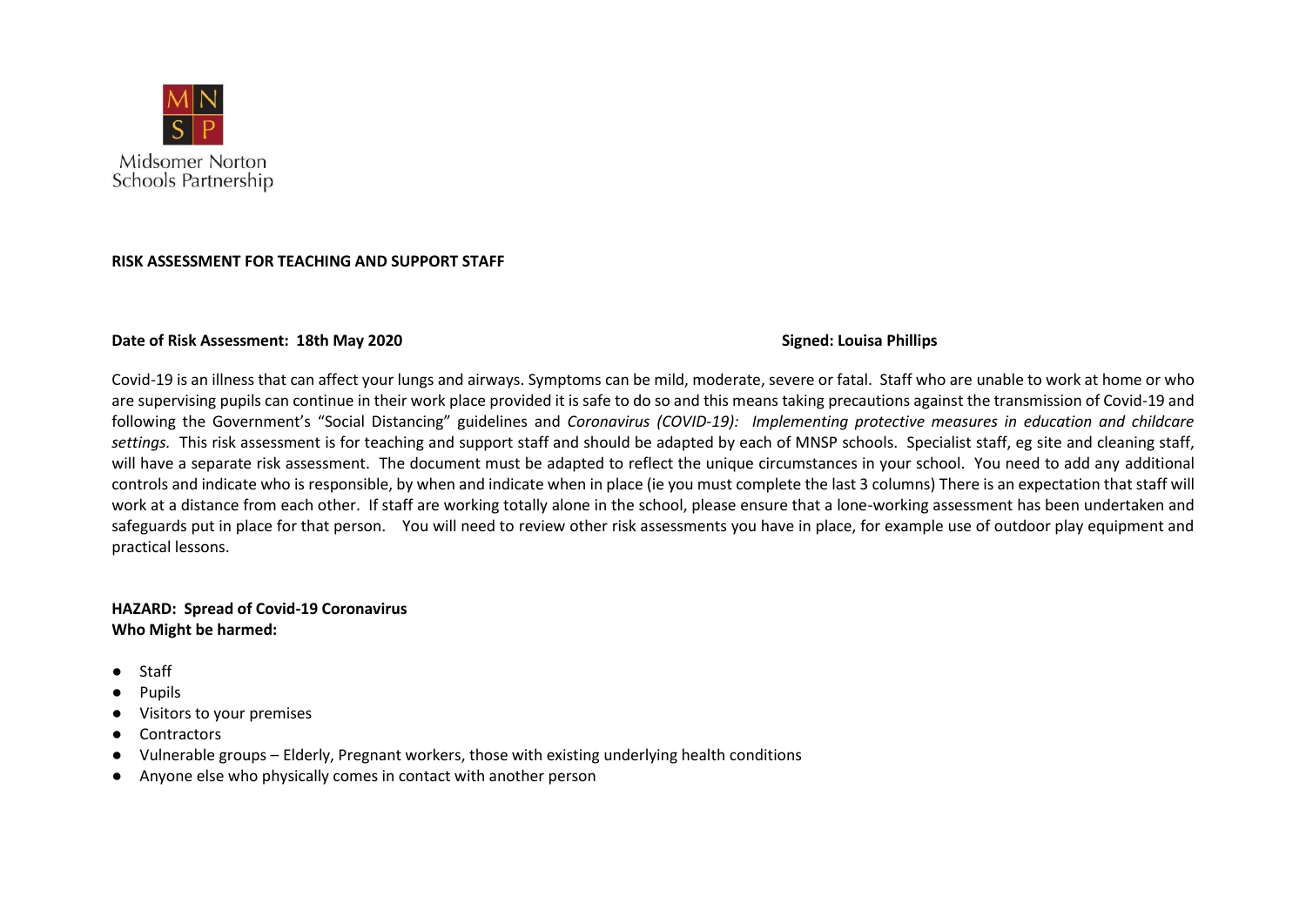MN
SP
Midsomer Norton
Schools Partnership

**RISK ASSESSMENT FOR TEACHING AND SUPPORT STAFF**

**Date of Risk Assessment: 18th May 2020** **Signed: Louisa Phillips**

Covid-19 is an illness that can affect your lungs and airways. Symptoms can be mild, moderate, severe or fatal. Staff who are unable to work at home or who are supervising pupils can continue in their work place provided it is safe to do so and this means taking precautions against the transmission of Covid-19 and following the Government's "Social Distancing" guidelines and *Coronavirus (COVID-19): Implementing protective measures in education and childcare settings.* This risk assessment is for teaching and support staff and should be adapted by each of MNSP schools. Specialist staff, eg site and cleaning staff, will have a separate risk assessment. The document must be adapted to reflect the unique circumstances in your school. You need to add any additional controls and indicate who is responsible, by when and indicate when in place (ie you must complete the last 3 columns) There is an expectation that staff will work at a distance from each other. If staff are working totally alone in the school, please ensure that a lone-working assessment has been undertaken and safeguards put in place for that person. You will need to review other risk assessments you have in place, for example use of outdoor play equipment and practical lessons.

**HAZARD: Spread of Covid-19 Coronavirus**
**Who Might be harmed:**

- Staff
- Pupils
- Visitors to your premises
- Contractors
- Vulnerable groups – Elderly, Pregnant workers, those with existing underlying health conditions
- Anyone else who physically comes in contact with another person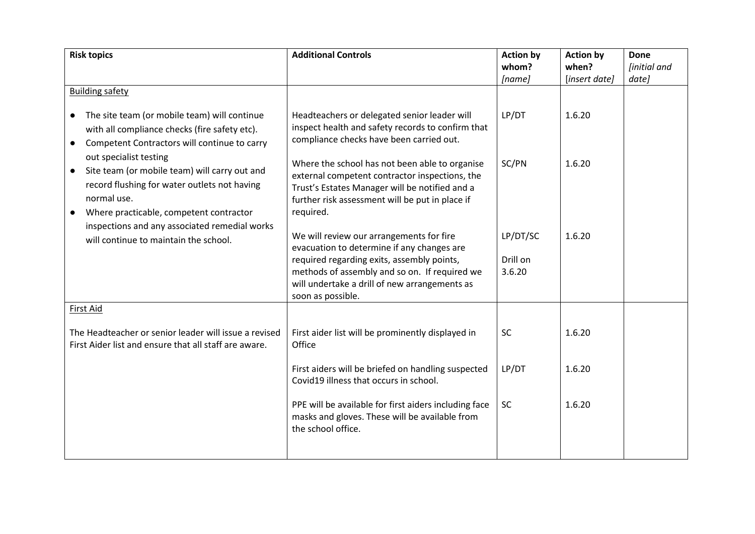| **Risk topics** | **Additional Controls** | **Action by whom?** *[name]* | **Action by when?** [*insert date]* | **Done** *[initial and date]* |
|---|---|---|---|---|
| Building safety<br><br>• The site team (or mobile team) will continue with all compliance checks (fire safety etc).<br>• Competent Contractors will continue to carry out specialist testing<br>• Site team (or mobile team) will carry out and record flushing for water outlets not having normal use.<br>• Where practicable, competent contractor inspections and any associated remedial works will continue to maintain the school. | Headteachers or delegated senior leader will inspect health and safety records to confirm that compliance checks have been carried out.<br><br>Where the school has not been able to organise external competent contractor inspections, the Trust's Estates Manager will be notified and a further risk assessment will be put in place if required.<br><br>We will review our arrangements for fire evacuation to determine if any changes are required regarding exits, assembly points, methods of assembly and so on. If required we will undertake a drill of new arrangements as soon as possible. | LP/DT<br><br>SC/PN<br><br>LP/DT/SC<br><br>Drill on 3.6.20 | 1.6.20<br><br>1.6.20<br><br>1.6.20 | |
| First Aid<br><br>The Headteacher or senior leader will issue a revised First Aider list and ensure that all staff are aware. | First aider list will be prominently displayed in Office<br><br>First aiders will be briefed on handling suspected Covid19 illness that occurs in school.<br><br>PPE will be available for first aiders including face masks and gloves. These will be available from the school office. | SC<br><br>LP/DT<br><br>SC | 1.6.20<br><br>1.6.20<br><br>1.6.20 | |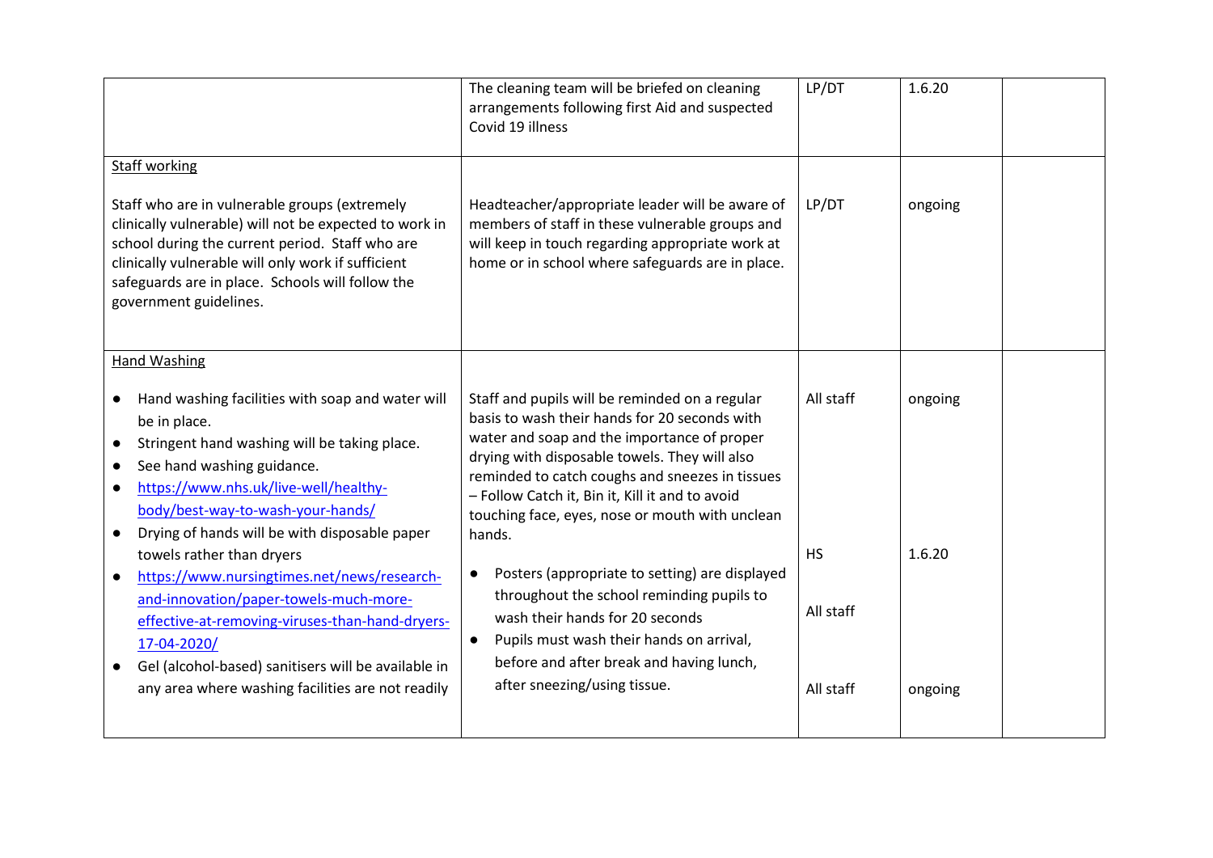| | | | | |
|---|---|---|---|---|
| | The cleaning team will be briefed on cleaning arrangements following first Aid and suspected Covid 19 illness | LP/DT | 1.6.20 | |
| Staff working<br><br>Staff who are in vulnerable groups (extremely clinically vulnerable) will not be expected to work in school during the current period. Staff who are clinically vulnerable will only work if sufficient safeguards are in place. Schools will follow the government guidelines. | Headteacher/appropriate leader will be aware of members of staff in these vulnerable groups and will keep in touch regarding appropriate work at home or in school where safeguards are in place. | LP/DT | ongoing | |
| Hand Washing<br><br>• Hand washing facilities with soap and water will be in place.<br>• Stringent hand washing will be taking place.<br>• See hand washing guidance.<br>• https://www.nhs.uk/live-well/healthy-body/best-way-to-wash-your-hands/<br>• Drying of hands will be with disposable paper towels rather than dryers<br>• https://www.nursingtimes.net/news/research-and-innovation/paper-towels-much-more-effective-at-removing-viruses-than-hand-dryers-17-04-2020/<br>• Gel (alcohol-based) sanitisers will be available in any area where washing facilities are not readily | Staff and pupils will be reminded on a regular basis to wash their hands for 20 seconds with water and soap and the importance of proper drying with disposable towels. They will also reminded to catch coughs and sneezes in tissues – Follow Catch it, Bin it, Kill it and to avoid touching face, eyes, nose or mouth with unclean hands.<br><br>• Posters (appropriate to setting) are displayed throughout the school reminding pupils to wash their hands for 20 seconds<br>• Pupils must wash their hands on arrival, before and after break and having lunch, after sneezing/using tissue. | All staff<br><br>HS<br><br>All staff<br><br>All staff | ongoing<br><br>1.6.20<br><br><br><br>ongoing | |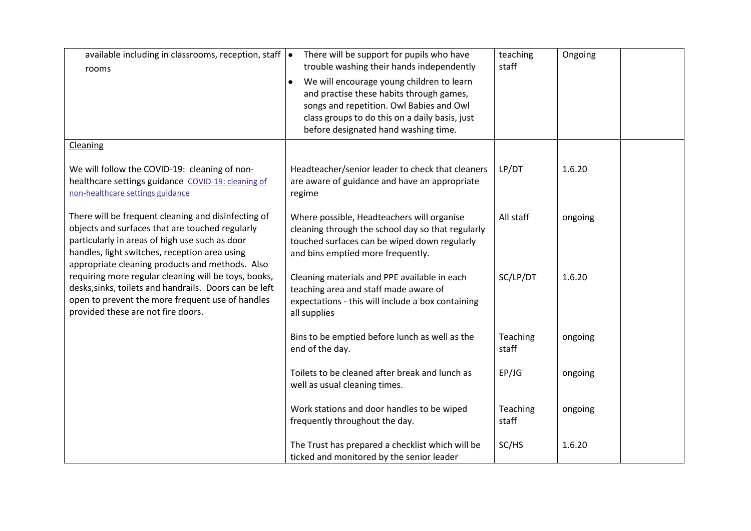| | | | | |
|---|---|---|---|---|
| available including in classrooms, reception, staff rooms | • There will be support for pupils who have trouble washing their hands independently<br>• We will encourage young children to learn and practise these habits through games, songs and repetition. Owl Babies and Owl class groups to do this on a daily basis, just before designated hand washing time. | teaching staff | Ongoing | |
| <u>Cleaning</u><br><br>We will follow the COVID-19: cleaning of non-healthcare settings guidance [COVID-19: cleaning of non-healthcare settings guidance](COVID-19: cleaning of non-healthcare settings guidance)<br><br>There will be frequent cleaning and disinfecting of objects and surfaces that are touched regularly particularly in areas of high use such as door handles, light switches, reception area using appropriate cleaning products and methods. Also requiring more regular cleaning will be toys, books, desks,sinks, toilets and handrails. Doors can be left open to prevent the more frequent use of handles provided these are not fire doors. | Headteacher/senior leader to check that cleaners are aware of guidance and have an appropriate regime | LP/DT | 1.6.20 | |
| | Where possible, Headteachers will organise cleaning through the school day so that regularly touched surfaces can be wiped down regularly and bins emptied more frequently. | All staff | ongoing | |
| | Cleaning materials and PPE available in each teaching area and staff made aware of expectations - this will include a box containing all supplies | SC/LP/DT | 1.6.20 | |
| | Bins to be emptied before lunch as well as the end of the day. | Teaching staff | ongoing | |
| | Toilets to be cleaned after break and lunch as well as usual cleaning times. | EP/JG | ongoing | |
| | Work stations and door handles to be wiped frequently throughout the day. | Teaching staff | ongoing | |
| | The Trust has prepared a checklist which will be ticked and monitored by the senior leader | SC/HS | 1.6.20 | |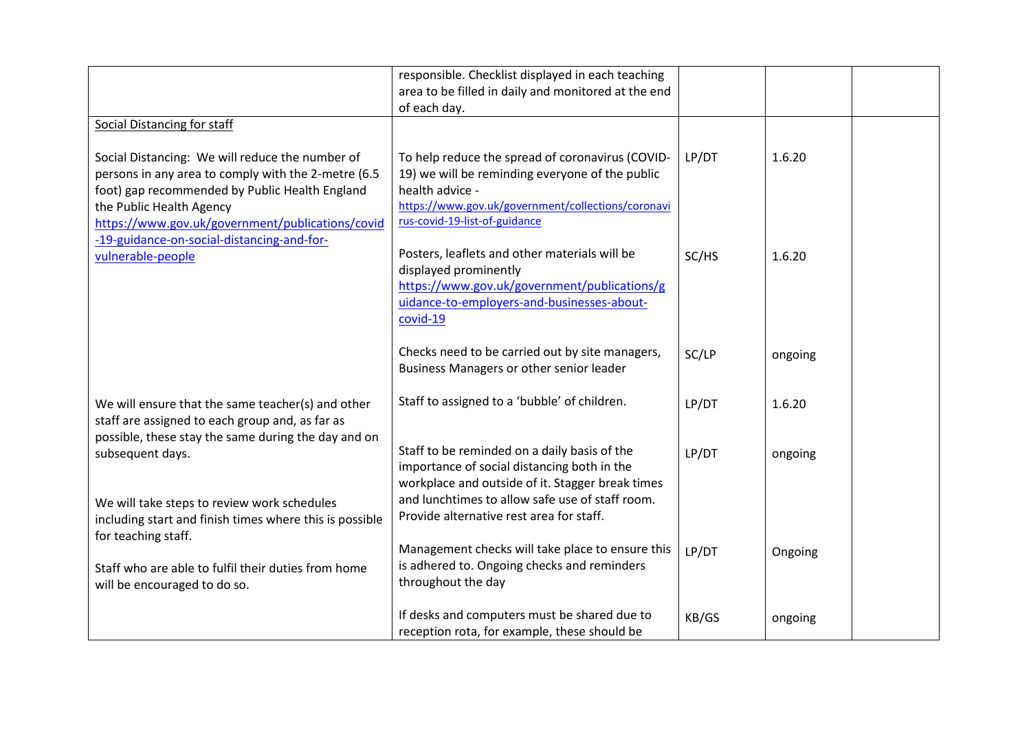| | | | | |
|---|---|---|---|---|
| | responsible. Checklist displayed in each teaching area to be filled in daily and monitored at the end of each day. | | | |
| Social Distancing for staff<br><br>Social Distancing: We will reduce the number of persons in any area to comply with the 2-metre (6.5 foot) gap recommended by Public Health England the Public Health Agency https://www.gov.uk/government/publications/covid-19-guidance-on-social-distancing-and-for-vulnerable-people | To help reduce the spread of coronavirus (COVID-19) we will be reminding everyone of the public health advice - https://www.gov.uk/government/collections/coronavirus-covid-19-list-of-guidance | LP/DT | 1.6.20 | |
| | Posters, leaflets and other materials will be displayed prominently https://www.gov.uk/government/publications/guidance-to-employers-and-businesses-about-covid-19 | SC/HS | 1.6.20 | |
| | Checks need to be carried out by site managers, Business Managers or other senior leader | SC/LP | ongoing | |
| We will ensure that the same teacher(s) and other staff are assigned to each group and, as far as possible, these stay the same during the day and on subsequent days. | Staff to assigned to a 'bubble' of children. | LP/DT | 1.6.20 | |
| We will take steps to review work schedules including start and finish times where this is possible for teaching staff. | Staff to be reminded on a daily basis of the importance of social distancing both in the workplace and outside of it. Stagger break times and lunchtimes to allow safe use of staff room. Provide alternative rest area for staff. | LP/DT | ongoing | |
| Staff who are able to fulfil their duties from home will be encouraged to do so. | Management checks will take place to ensure this is adhered to. Ongoing checks and reminders throughout the day | LP/DT | Ongoing | |
| | If desks and computers must be shared due to reception rota, for example, these should be | KB/GS | ongoing | |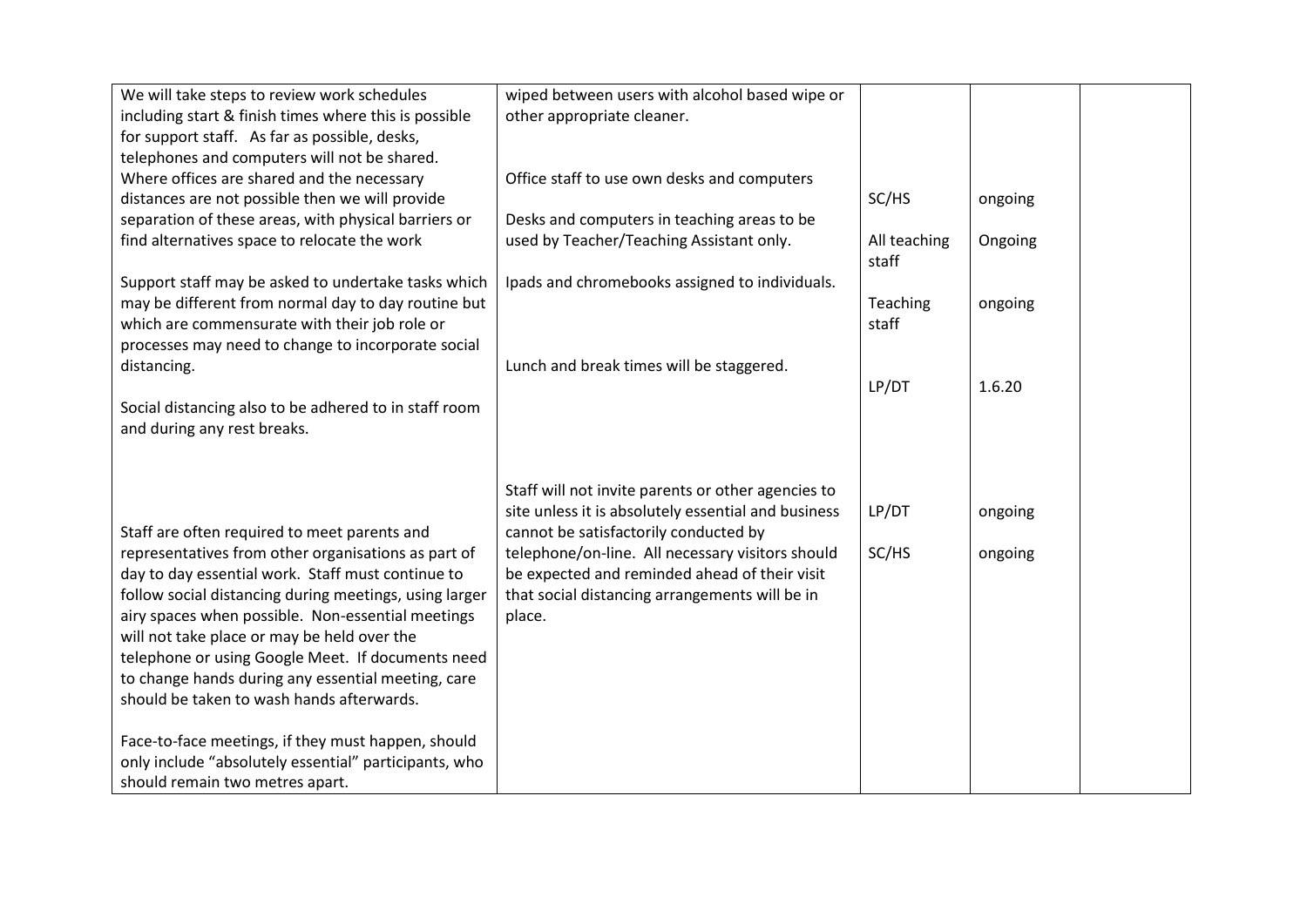| | | | | |
|---|---|---|---|---|
| We will take steps to review work schedules including start & finish times where this is possible for support staff. As far as possible, desks, telephones and computers will not be shared. Where offices are shared and the necessary distances are not possible then we will provide separation of these areas, with physical barriers or find alternatives space to relocate the work | wiped between users with alcohol based wipe or other appropriate cleaner.<br><br>Office staff to use own desks and computers | SC/HS | ongoing | |
| | Desks and computers in teaching areas to be used by Teacher/Teaching Assistant only. | All teaching staff | Ongoing | |
| Support staff may be asked to undertake tasks which may be different from normal day to day routine but which are commensurate with their job role or processes may need to change to incorporate social distancing. | Ipads and chromebooks assigned to individuals. | Teaching staff | ongoing | |
| Social distancing also to be adhered to in staff room and during any rest breaks. | Lunch and break times will be staggered. | LP/DT | 1.6.20 | |
| Staff are often required to meet parents and representatives from other organisations as part of day to day essential work. Staff must continue to follow social distancing during meetings, using larger airy spaces when possible. Non-essential meetings will not take place or may be held over the telephone or using Google Meet. If documents need to change hands during any essential meeting, care should be taken to wash hands afterwards.<br><br>Face-to-face meetings, if they must happen, should only include "absolutely essential" participants, who should remain two metres apart. | Staff will not invite parents or other agencies to site unless it is absolutely essential and business cannot be satisfactorily conducted by telephone/on-line. All necessary visitors should be expected and reminded ahead of their visit that social distancing arrangements will be in place. | LP/DT<br><br>SC/HS | ongoing<br><br>ongoing | |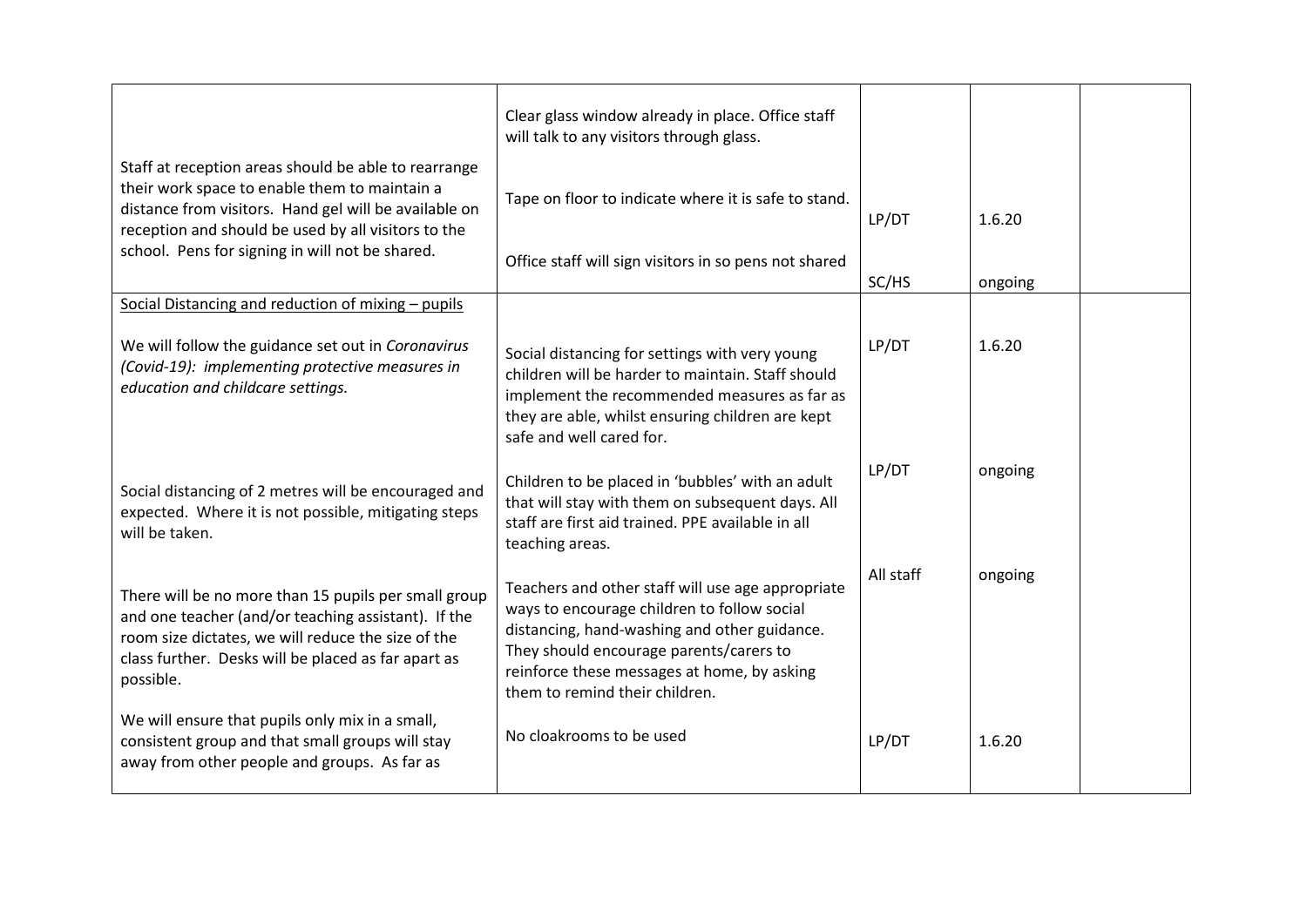| | | | | |
|---|---|---|---|---|
| Staff at reception areas should be able to rearrange their work space to enable them to maintain a distance from visitors. Hand gel will be available on reception and should be used by all visitors to the school. Pens for signing in will not be shared. | Clear glass window already in place. Office staff will talk to any visitors through glass.<br><br>Tape on floor to indicate where it is safe to stand.<br><br>Office staff will sign visitors in so pens not shared | LP/DT<br><br>SC/HS | 1.6.20<br><br>ongoing | |
| <u>Social Distancing and reduction of mixing – pupils</u><br><br>We will follow the guidance set out in *Coronavirus (Covid-19): implementing protective measures in education and childcare settings.*<br><br>Social distancing of 2 metres will be encouraged and expected. Where it is not possible, mitigating steps will be taken.<br><br>There will be no more than 15 pupils per small group and one teacher (and/or teaching assistant). If the room size dictates, we will reduce the size of the class further. Desks will be placed as far apart as possible.<br><br>We will ensure that pupils only mix in a small, consistent group and that small groups will stay away from other people and groups. As far as | Social distancing for settings with very young children will be harder to maintain. Staff should implement the recommended measures as far as they are able, whilst ensuring children are kept safe and well cared for.<br><br>Children to be placed in 'bubbles' with an adult that will stay with them on subsequent days. All staff are first aid trained. PPE available in all teaching areas.<br><br>Teachers and other staff will use age appropriate ways to encourage children to follow social distancing, hand-washing and other guidance. They should encourage parents/carers to reinforce these messages at home, by asking them to remind their children.<br><br>No cloakrooms to be used | LP/DT<br><br>LP/DT<br><br>All staff<br><br>LP/DT | 1.6.20<br><br>ongoing<br><br>ongoing<br><br>1.6.20 | |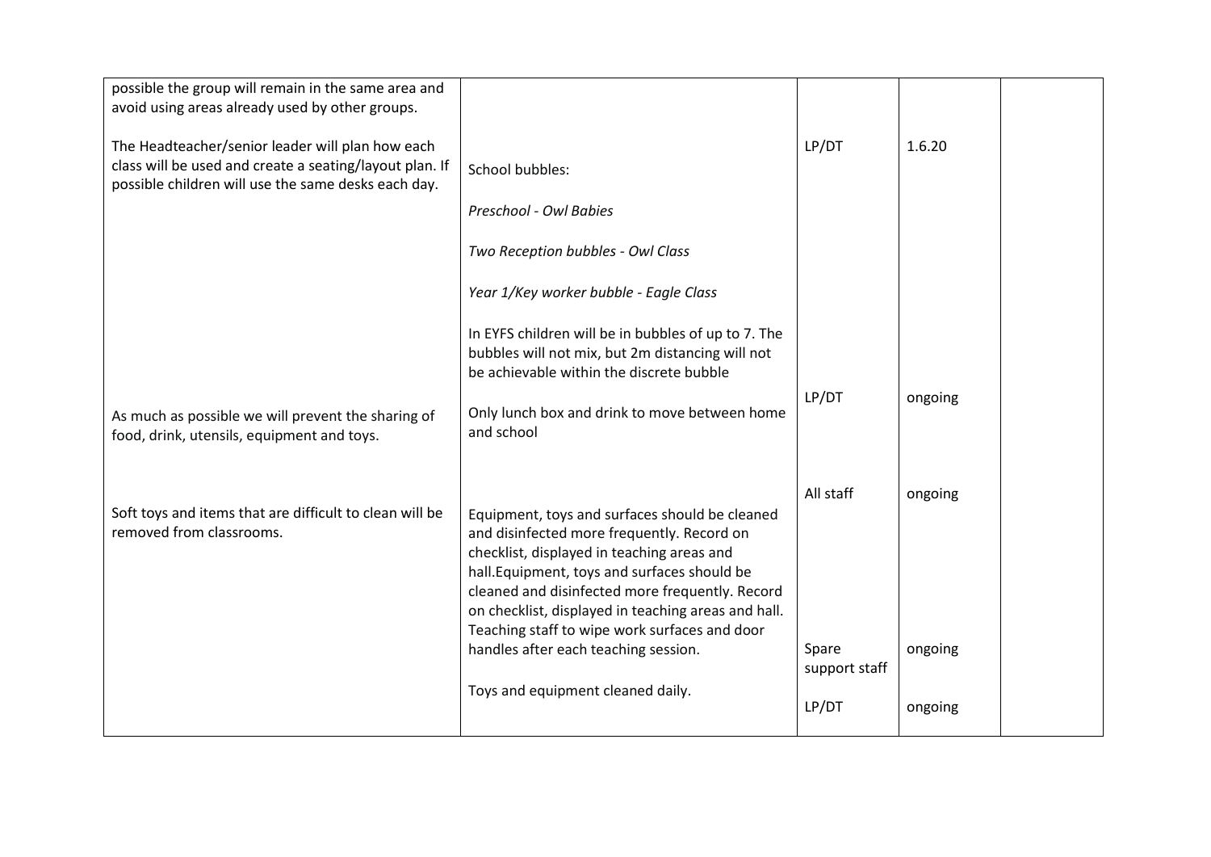| | | | | |
|---|---|---|---|---|
| possible the group will remain in the same area and avoid using areas already used by other groups.<br><br>The Headteacher/senior leader will plan how each class will be used and create a seating/layout plan. If possible children will use the same desks each day. | School bubbles:<br><br>*Preschool - Owl Babies*<br><br>*Two Reception bubbles - Owl Class*<br><br>*Year 1/Key worker bubble - Eagle Class*<br><br>In EYFS children will be in bubbles of up to 7. The bubbles will not mix, but 2m distancing will not be achievable within the discrete bubble | LP/DT | 1.6.20 | |
| As much as possible we will prevent the sharing of food, drink, utensils, equipment and toys. | Only lunch box and drink to move between home and school | LP/DT | ongoing | |
| Soft toys and items that are difficult to clean will be removed from classrooms. | Equipment, toys and surfaces should be cleaned and disinfected more frequently. Record on checklist, displayed in teaching areas and hall.Equipment, toys and surfaces should be cleaned and disinfected more frequently. Record on checklist, displayed in teaching areas and hall. Teaching staff to wipe work surfaces and door handles after each teaching session. | All staff | ongoing | |
| | | Spare support staff | ongoing | |
| | Toys and equipment cleaned daily. | LP/DT | ongoing | |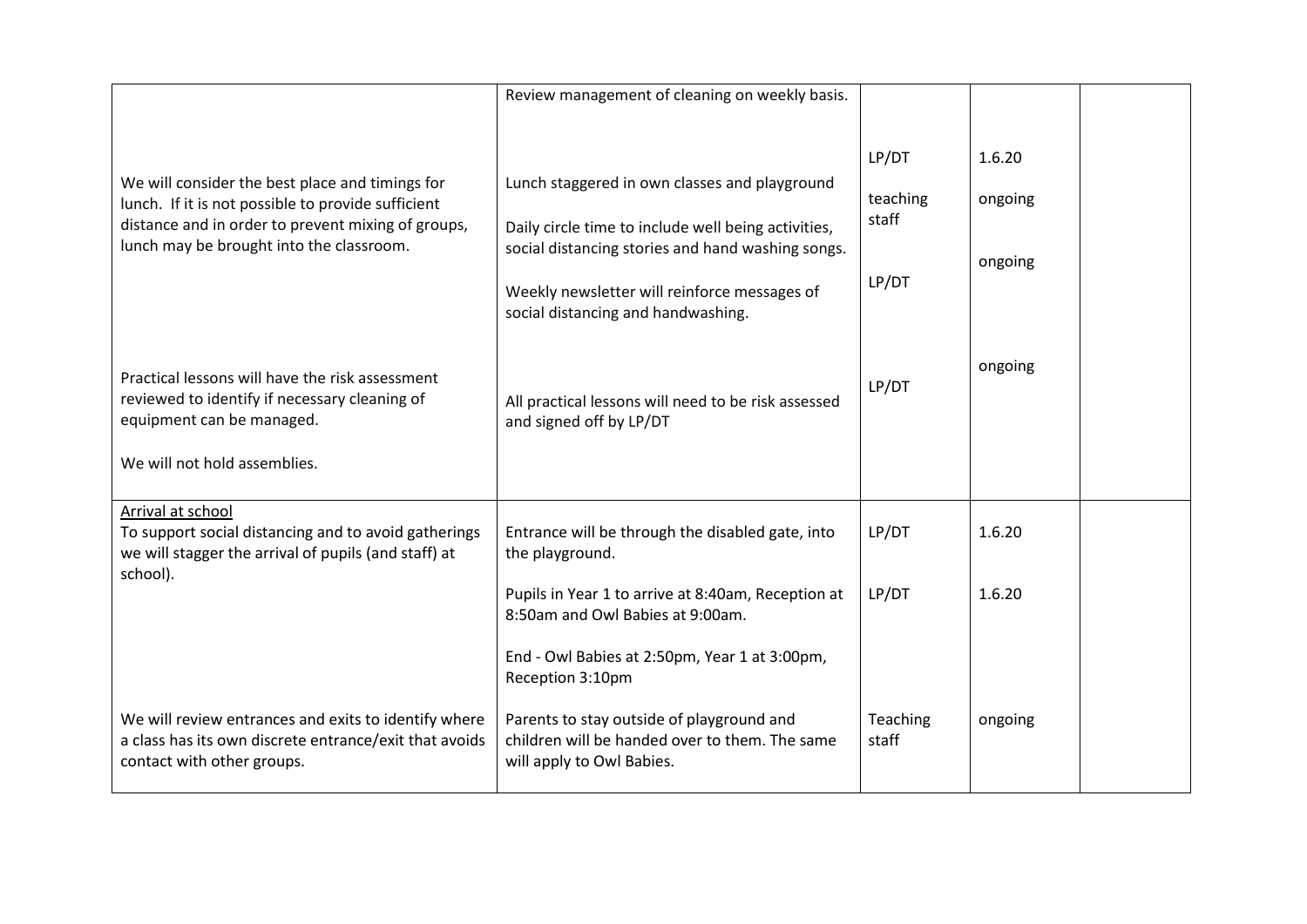| | | | | |
|---|---|---|---|---|
| We will consider the best place and timings for lunch. If it is not possible to provide sufficient distance and in order to prevent mixing of groups, lunch may be brought into the classroom.<br><br>Practical lessons will have the risk assessment reviewed to identify if necessary cleaning of equipment can be managed.<br><br>We will not hold assemblies. | Review management of cleaning on weekly basis.<br><br>Lunch staggered in own classes and playground<br><br>Daily circle time to include well being activities, social distancing stories and hand washing songs.<br><br>Weekly newsletter will reinforce messages of social distancing and handwashing.<br><br>All practical lessons will need to be risk assessed and signed off by LP/DT | LP/DT<br><br>teaching staff<br><br>LP/DT<br><br>LP/DT | 1.6.20<br><br>ongoing<br><br>ongoing<br><br>ongoing | |
| Arrival at school<br>To support social distancing and to avoid gatherings we will stagger the arrival of pupils (and staff) at school). | Entrance will be through the disabled gate, into the playground. | LP/DT | 1.6.20 | |
| | Pupils in Year 1 to arrive at 8:40am, Reception at 8:50am and Owl Babies at 9:00am.<br><br>End - Owl Babies at 2:50pm, Year 1 at 3:00pm, Reception 3:10pm | LP/DT | 1.6.20 | |
| We will review entrances and exits to identify where a class has its own discrete entrance/exit that avoids contact with other groups. | Parents to stay outside of playground and children will be handed over to them. The same will apply to Owl Babies. | Teaching staff | ongoing | |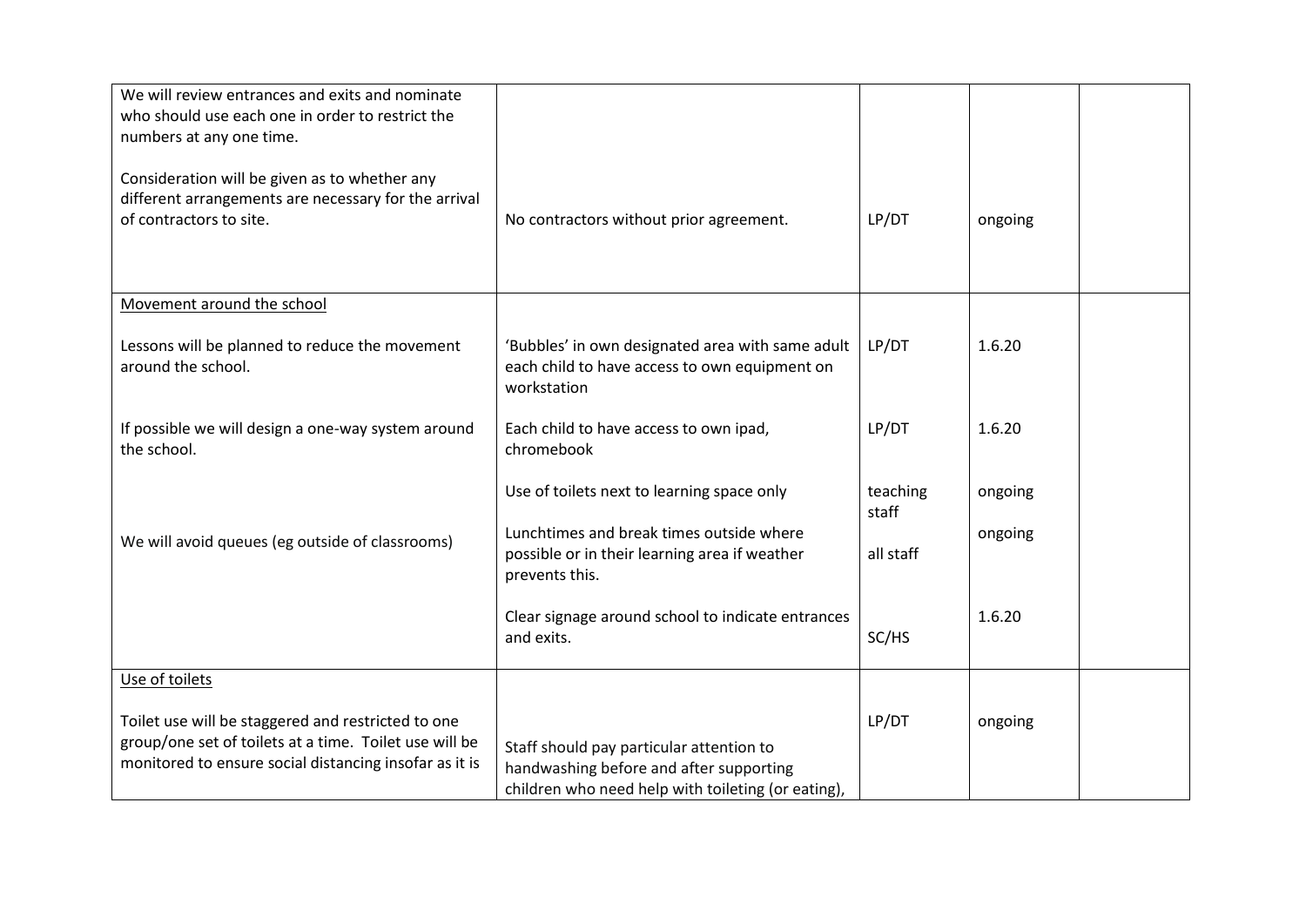| | | | | |
|---|---|---|---|---|
| We will review entrances and exits and nominate who should use each one in order to restrict the numbers at any one time.<br><br>Consideration will be given as to whether any different arrangements are necessary for the arrival of contractors to site. | No contractors without prior agreement. | LP/DT | ongoing | |
| <u>Movement around the school</u><br><br>Lessons will be planned to reduce the movement around the school.<br><br>If possible we will design a one-way system around the school.<br><br>We will avoid queues (eg outside of classrooms) | 'Bubbles' in own designated area with same adult each child to have access to own equipment on workstation<br><br>Each child to have access to own ipad, chromebook<br><br>Use of toilets next to learning space only<br><br>Lunchtimes and break times outside where possible or in their learning area if weather prevents this.<br><br>Clear signage around school to indicate entrances and exits. | LP/DT<br><br>LP/DT<br><br>teaching staff<br><br>all staff<br><br>SC/HS | 1.6.20<br><br>1.6.20<br><br>ongoing<br><br>ongoing<br><br>1.6.20 | |
| <u>Use of toilets</u><br><br>Toilet use will be staggered and restricted to one group/one set of toilets at a time. Toilet use will be monitored to ensure social distancing insofar as it is | Staff should pay particular attention to handwashing before and after supporting children who need help with toileting (or eating), | LP/DT | ongoing | |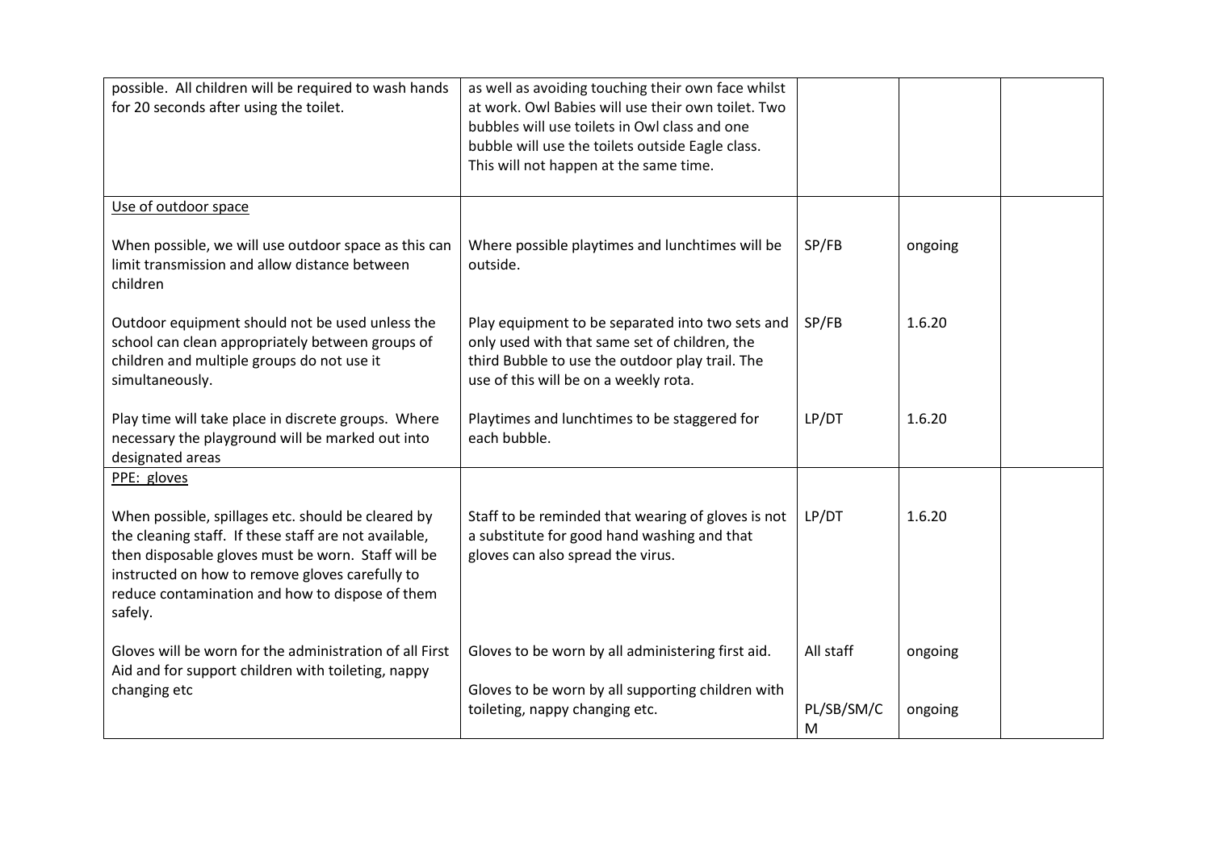| | | | | |
|---|---|---|---|---|
| possible. All children will be required to wash hands for 20 seconds after using the toilet. | as well as avoiding touching their own face whilst at work. Owl Babies will use their own toilet. Two bubbles will use toilets in Owl class and one bubble will use the toilets outside Eagle class. This will not happen at the same time. | | | |
| Use of outdoor space<br><br>When possible, we will use outdoor space as this can limit transmission and allow distance between children | Where possible playtimes and lunchtimes will be outside. | SP/FB | ongoing | |
| Outdoor equipment should not be used unless the school can clean appropriately between groups of children and multiple groups do not use it simultaneously. | Play equipment to be separated into two sets and only used with that same set of children, the third Bubble to use the outdoor play trail. The use of this will be on a weekly rota. | SP/FB | 1.6.20 | |
| Play time will take place in discrete groups. Where necessary the playground will be marked out into designated areas | Playtimes and lunchtimes to be staggered for each bubble. | LP/DT | 1.6.20 | |
| PPE: gloves<br><br>When possible, spillages etc. should be cleared by the cleaning staff. If these staff are not available, then disposable gloves must be worn. Staff will be instructed on how to remove gloves carefully to reduce contamination and how to dispose of them safely. | Staff to be reminded that wearing of gloves is not a substitute for good hand washing and that gloves can also spread the virus. | LP/DT | 1.6.20 | |
| Gloves will be worn for the administration of all First Aid and for support children with toileting, nappy changing etc | Gloves to be worn by all administering first aid.<br><br>Gloves to be worn by all supporting children with toileting, nappy changing etc. | All staff<br><br>PL/SB/SM/CM | ongoing<br><br>ongoing | |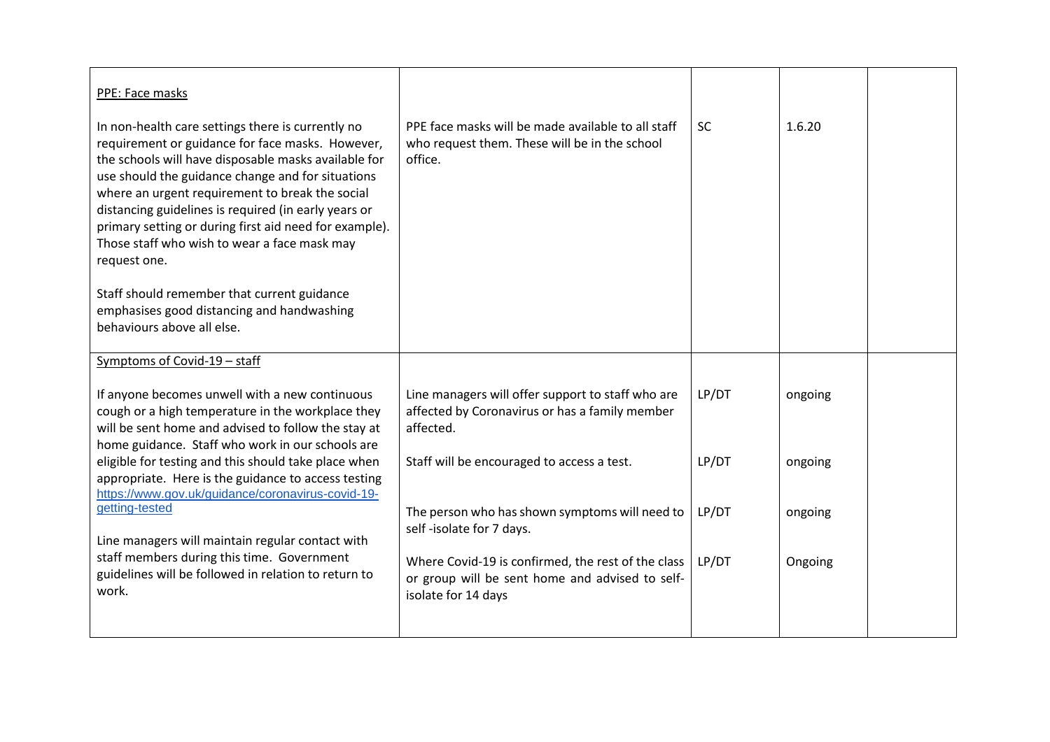| | | | | |
|---|---|---|---|---|
| <u>PPE: Face masks</u><br><br>In non-health care settings there is currently no requirement or guidance for face masks. However, the schools will have disposable masks available for use should the guidance change and for situations where an urgent requirement to break the social distancing guidelines is required (in early years or primary setting or during first aid need for example). Those staff who wish to wear a face mask may request one.<br><br>Staff should remember that current guidance emphasises good distancing and handwashing behaviours above all else. | PPE face masks will be made available to all staff who request them. These will be in the school office. | SC | 1.6.20 | |
| <u>Symptoms of Covid-19 – staff</u><br><br>If anyone becomes unwell with a new continuous cough or a high temperature in the workplace they will be sent home and advised to follow the stay at home guidance. Staff who work in our schools are eligible for testing and this should take place when appropriate. Here is the guidance to access testing https://www.gov.uk/guidance/coronavirus-covid-19-getting-tested<br><br>Line managers will maintain regular contact with staff members during this time. Government guidelines will be followed in relation to return to work. | Line managers will offer support to staff who are affected by Coronavirus or has a family member affected.<br><br>Staff will be encouraged to access a test.<br><br>The person who has shown symptoms will need to self -isolate for 7 days.<br><br>Where Covid-19 is confirmed, the rest of the class or group will be sent home and advised to self-isolate for 14 days | LP/DT<br><br>LP/DT<br><br>LP/DT<br><br>LP/DT | ongoing<br><br>ongoing<br><br>ongoing<br><br>Ongoing | |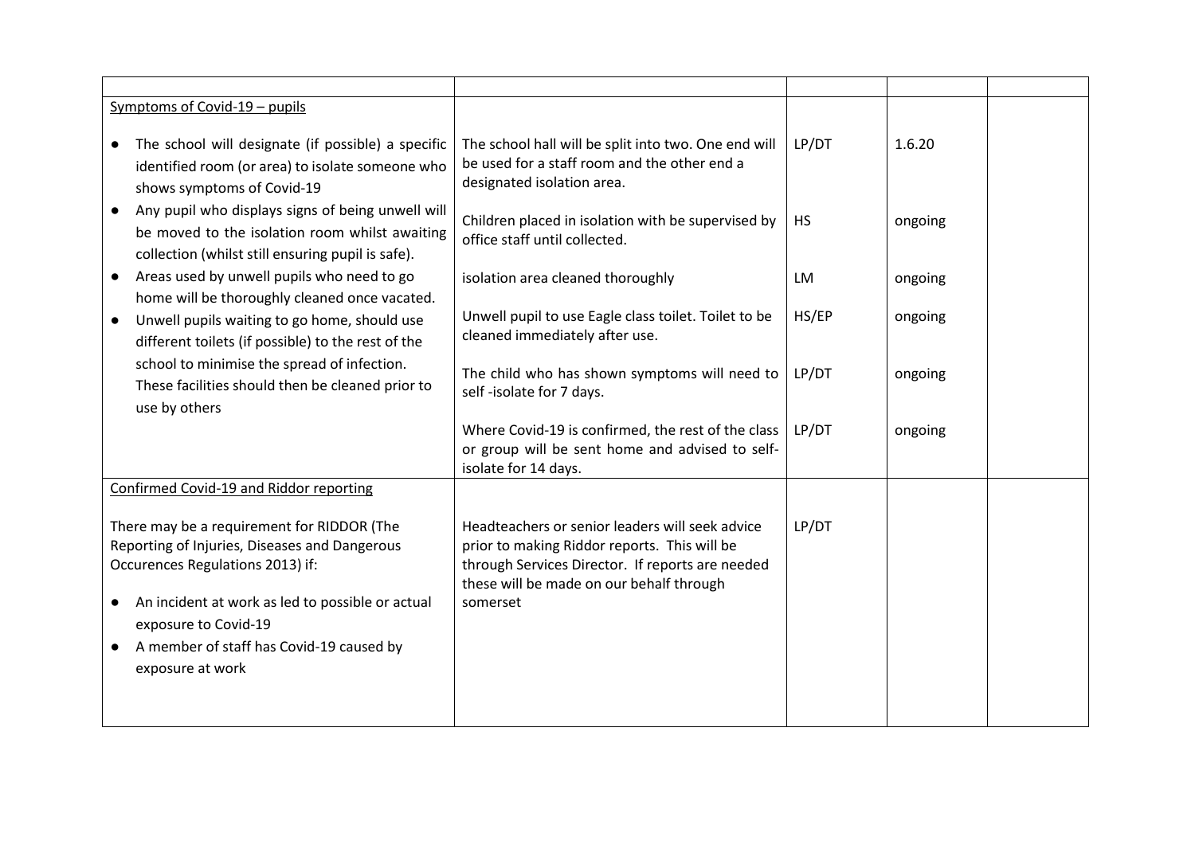| | | | | |
|---|---|---|---|---|
| Symptoms of Covid-19 – pupils<br><br>• The school will designate (if possible) a specific identified room (or area) to isolate someone who shows symptoms of Covid-19<br>• Any pupil who displays signs of being unwell will be moved to the isolation room whilst awaiting collection (whilst still ensuring pupil is safe).<br>• Areas used by unwell pupils who need to go home will be thoroughly cleaned once vacated.<br>• Unwell pupils waiting to go home, should use different toilets (if possible) to the rest of the school to minimise the spread of infection. These facilities should then be cleaned prior to use by others | The school hall will be split into two. One end will be used for a staff room and the other end a designated isolation area.<br><br>Children placed in isolation with be supervised by office staff until collected.<br><br>isolation area cleaned thoroughly<br><br>Unwell pupil to use Eagle class toilet. Toilet to be cleaned immediately after use.<br><br>The child who has shown symptoms will need to self -isolate for 7 days.<br><br>Where Covid-19 is confirmed, the rest of the class or group will be sent home and advised to self-isolate for 14 days. | LP/DT<br><br>HS<br><br>LM<br><br>HS/EP<br><br>LP/DT<br><br>LP/DT | 1.6.20<br><br>ongoing<br><br>ongoing<br><br>ongoing<br><br>ongoing<br><br>ongoing | |
| Confirmed Covid-19 and Riddor reporting<br><br>There may be a requirement for RIDDOR (The Reporting of Injuries, Diseases and Dangerous Occurences Regulations 2013) if:<br><br>• An incident at work as led to possible or actual exposure to Covid-19<br>• A member of staff has Covid-19 caused by exposure at work | Headteachers or senior leaders will seek advice prior to making Riddor reports. This will be through Services Director. If reports are needed these will be made on our behalf through somerset | LP/DT | | |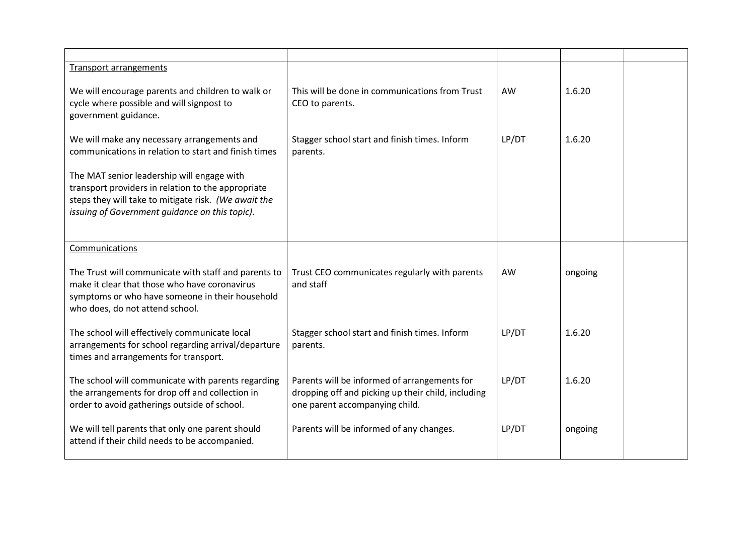| | | | | |
|---|---|---|---|---|
| <u>Transport arrangements</u><br><br>We will encourage parents and children to walk or cycle where possible and will signpost to government guidance. | This will be done in communications from Trust CEO to parents. | AW | 1.6.20 | |
| We will make any necessary arrangements and communications in relation to start and finish times | Stagger school start and finish times. Inform parents. | LP/DT | 1.6.20 | |
| The MAT senior leadership will engage with transport providers in relation to the appropriate steps they will take to mitigate risk. *(We await the issuing of Government guidance on this topic).* | | | | |
| <u>Communications</u><br><br>The Trust will communicate with staff and parents to make it clear that those who have coronavirus symptoms or who have someone in their household who does, do not attend school. | Trust CEO communicates regularly with parents and staff | AW | ongoing | |
| The school will effectively communicate local arrangements for school regarding arrival/departure times and arrangements for transport. | Stagger school start and finish times. Inform parents. | LP/DT | 1.6.20 | |
| The school will communicate with parents regarding the arrangements for drop off and collection in order to avoid gatherings outside of school. | Parents will be informed of arrangements for dropping off and picking up their child, including one parent accompanying child. | LP/DT | 1.6.20 | |
| We will tell parents that only one parent should attend if their child needs to be accompanied. | Parents will be informed of any changes. | LP/DT | ongoing | |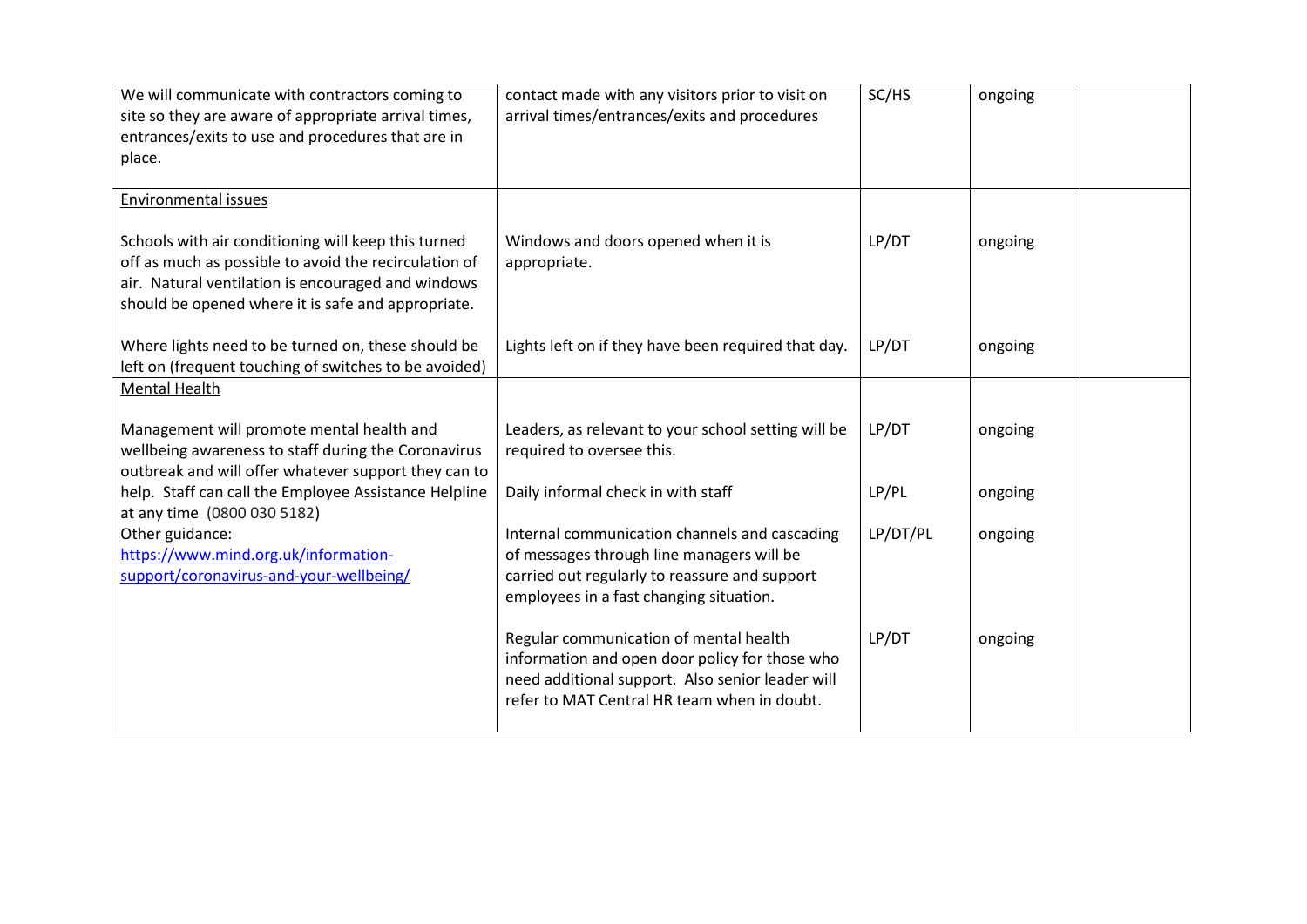| | | | | |
|---|---|---|---|---|
| We will communicate with contractors coming to site so they are aware of appropriate arrival times, entrances/exits to use and procedures that are in place. | contact made with any visitors prior to visit on arrival times/entrances/exits and procedures | SC/HS | ongoing | |
| Environmental issues<br><br>Schools with air conditioning will keep this turned off as much as possible to avoid the recirculation of air. Natural ventilation is encouraged and windows should be opened where it is safe and appropriate.<br><br>Where lights need to be turned on, these should be left on (frequent touching of switches to be avoided) | Windows and doors opened when it is appropriate.<br><br>Lights left on if they have been required that day. | LP/DT<br><br>LP/DT | ongoing<br><br>ongoing | |
| Mental Health<br><br>Management will promote mental health and wellbeing awareness to staff during the Coronavirus outbreak and will offer whatever support they can to help. Staff can call the Employee Assistance Helpline at any time (0800 030 5182)<br>Other guidance:<br>https://www.mind.org.uk/information-support/coronavirus-and-your-wellbeing/ | Leaders, as relevant to your school setting will be required to oversee this.<br><br>Daily informal check in with staff<br><br>Internal communication channels and cascading of messages through line managers will be carried out regularly to reassure and support employees in a fast changing situation.<br><br>Regular communication of mental health information and open door policy for those who need additional support. Also senior leader will refer to MAT Central HR team when in doubt. | LP/DT<br><br>LP/PL<br><br>LP/DT/PL<br><br>LP/DT | ongoing<br><br>ongoing<br><br>ongoing<br><br>ongoing | |